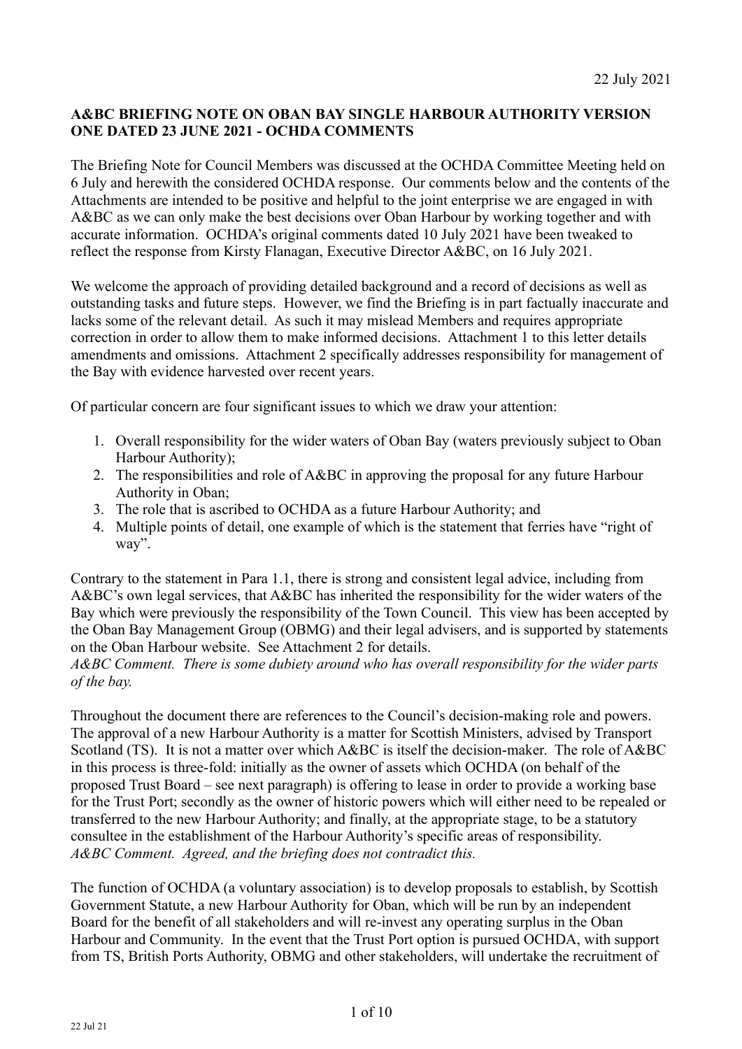22 July 2021

**A&BC BRIEFING NOTE ON OBAN BAY SINGLE HARBOUR AUTHORITY VERSION ONE DATED 23 JUNE 2021 - OCHDA COMMENTS**

The Briefing Note for Council Members was discussed at the OCHDA Committee Meeting held on 6 July and herewith the considered OCHDA response. Our comments below and the contents of the Attachments are intended to be positive and helpful to the joint enterprise we are engaged in with A&BC as we can only make the best decisions over Oban Harbour by working together and with accurate information. OCHDA's original comments dated 10 July 2021 have been tweaked to reflect the response from Kirsty Flanagan, Executive Director A&BC, on 16 July 2021.

We welcome the approach of providing detailed background and a record of decisions as well as outstanding tasks and future steps. However, we find the Briefing is in part factually inaccurate and lacks some of the relevant detail. As such it may mislead Members and requires appropriate correction in order to allow them to make informed decisions. Attachment 1 to this letter details amendments and omissions. Attachment 2 specifically addresses responsibility for management of the Bay with evidence harvested over recent years.

Of particular concern are four significant issues to which we draw your attention:

1. Overall responsibility for the wider waters of Oban Bay (waters previously subject to Oban Harbour Authority);
2. The responsibilities and role of A&BC in approving the proposal for any future Harbour Authority in Oban;
3. The role that is ascribed to OCHDA as a future Harbour Authority; and
4. Multiple points of detail, one example of which is the statement that ferries have "right of way".

Contrary to the statement in Para 1.1, there is strong and consistent legal advice, including from A&BC's own legal services, that A&BC has inherited the responsibility for the wider waters of the Bay which were previously the responsibility of the Town Council. This view has been accepted by the Oban Bay Management Group (OBMG) and their legal advisers, and is supported by statements on the Oban Harbour website. See Attachment 2 for details.
*A&BC Comment. There is some dubiety around who has overall responsibility for the wider parts of the bay.*

Throughout the document there are references to the Council's decision-making role and powers. The approval of a new Harbour Authority is a matter for Scottish Ministers, advised by Transport Scotland (TS). It is not a matter over which A&BC is itself the decision-maker. The role of A&BC in this process is three-fold: initially as the owner of assets which OCHDA (on behalf of the proposed Trust Board – see next paragraph) is offering to lease in order to provide a working base for the Trust Port; secondly as the owner of historic powers which will either need to be repealed or transferred to the new Harbour Authority; and finally, at the appropriate stage, to be a statutory consultee in the establishment of the Harbour Authority's specific areas of responsibility.
*A&BC Comment. Agreed, and the briefing does not contradict this.*

The function of OCHDA (a voluntary association) is to develop proposals to establish, by Scottish Government Statute, a new Harbour Authority for Oban, which will be run by an independent Board for the benefit of all stakeholders and will re-invest any operating surplus in the Oban Harbour and Community. In the event that the Trust Port option is pursued OCHDA, with support from TS, British Ports Authority, OBMG and other stakeholders, will undertake the recruitment of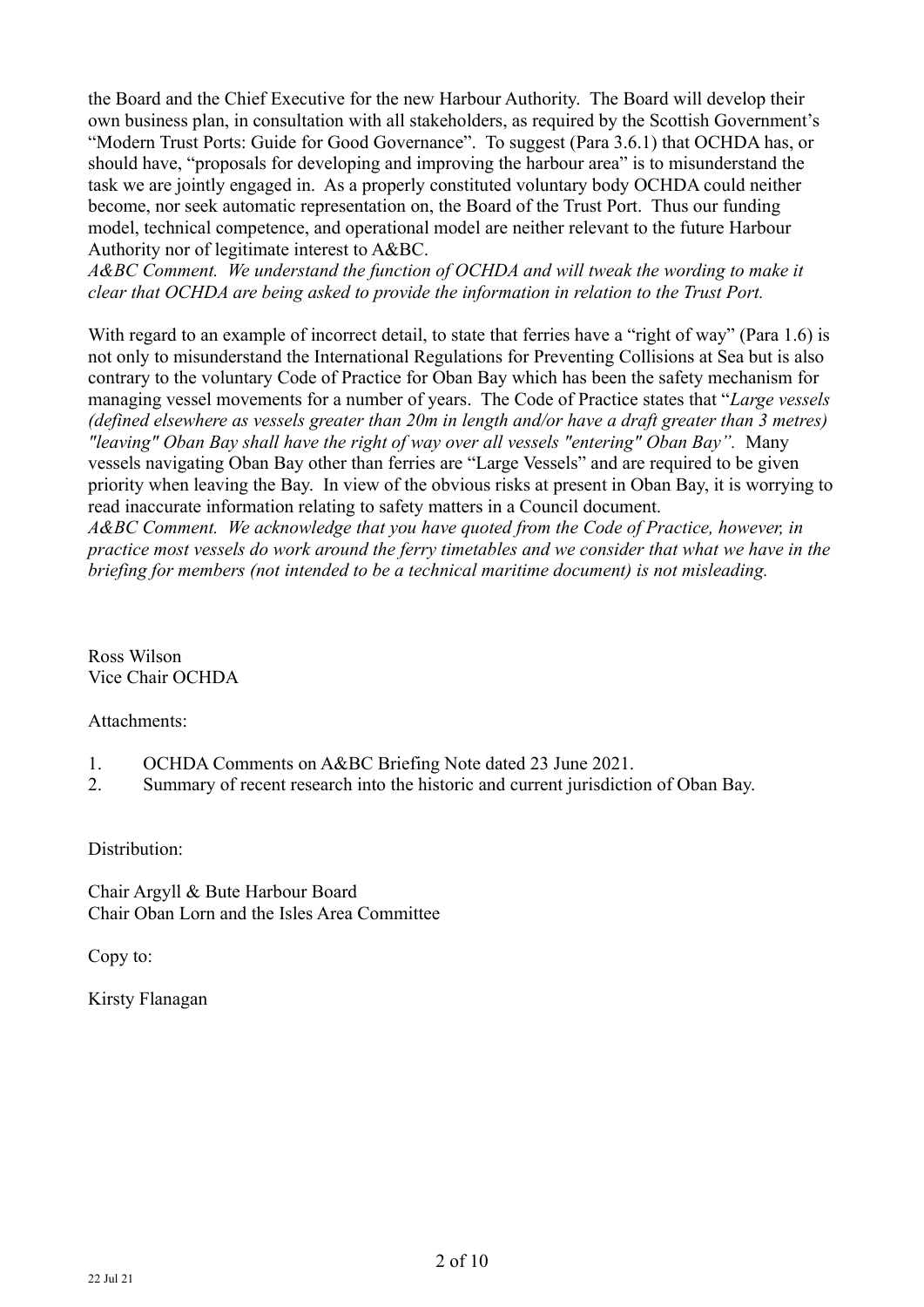the Board and the Chief Executive for the new Harbour Authority. The Board will develop their own business plan, in consultation with all stakeholders, as required by the Scottish Government's "Modern Trust Ports: Guide for Good Governance". To suggest (Para 3.6.1) that OCHDA has, or should have, "proposals for developing and improving the harbour area" is to misunderstand the task we are jointly engaged in. As a properly constituted voluntary body OCHDA could neither become, nor seek automatic representation on, the Board of the Trust Port. Thus our funding model, technical competence, and operational model are neither relevant to the future Harbour Authority nor of legitimate interest to A&BC.

*A&BC Comment. We understand the function of OCHDA and will tweak the wording to make it clear that OCHDA are being asked to provide the information in relation to the Trust Port.*

With regard to an example of incorrect detail, to state that ferries have a "right of way" (Para 1.6) is not only to misunderstand the International Regulations for Preventing Collisions at Sea but is also contrary to the voluntary Code of Practice for Oban Bay which has been the safety mechanism for managing vessel movements for a number of years. The Code of Practice states that "*Large vessels (defined elsewhere as vessels greater than 20m in length and/or have a draft greater than 3 metres) "leaving" Oban Bay shall have the right of way over all vessels "entering" Oban Bay".* Many vessels navigating Oban Bay other than ferries are "Large Vessels" and are required to be given priority when leaving the Bay. In view of the obvious risks at present in Oban Bay, it is worrying to read inaccurate information relating to safety matters in a Council document.

*A&BC Comment. We acknowledge that you have quoted from the Code of Practice, however, in practice most vessels do work around the ferry timetables and we consider that what we have in the briefing for members (not intended to be a technical maritime document) is not misleading.*

Ross Wilson
Vice Chair OCHDA

Attachments:

1. OCHDA Comments on A&BC Briefing Note dated 23 June 2021.
2. Summary of recent research into the historic and current jurisdiction of Oban Bay.

Distribution:

Chair Argyll & Bute Harbour Board
Chair Oban Lorn and the Isles Area Committee

Copy to:

Kirsty Flanagan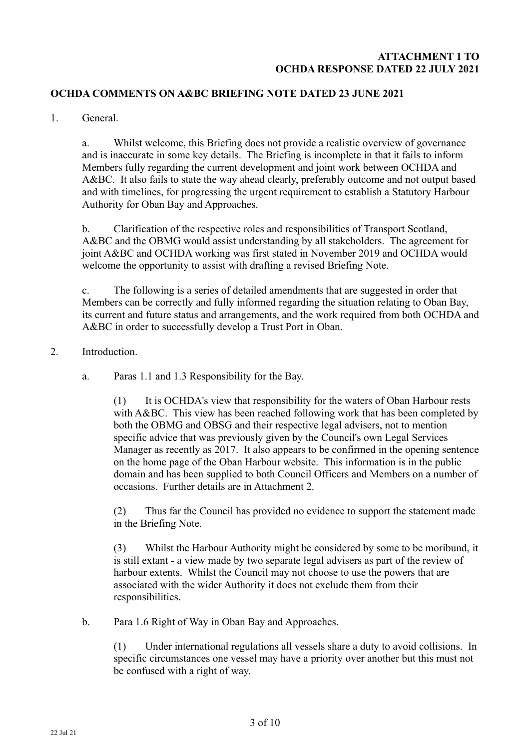**ATTACHMENT 1 TO**
**OCHDA RESPONSE DATED 22 JULY 2021**

**OCHDA COMMENTS ON A&BC BRIEFING NOTE DATED 23 JUNE 2021**

1. General.

 a. Whilst welcome, this Briefing does not provide a realistic overview of governance and is inaccurate in some key details. The Briefing is incomplete in that it fails to inform Members fully regarding the current development and joint work between OCHDA and A&BC. It also fails to state the way ahead clearly, preferably outcome and not output based and with timelines, for progressing the urgent requirement to establish a Statutory Harbour Authority for Oban Bay and Approaches.

 b. Clarification of the respective roles and responsibilities of Transport Scotland, A&BC and the OBMG would assist understanding by all stakeholders. The agreement for joint A&BC and OCHDA working was first stated in November 2019 and OCHDA would welcome the opportunity to assist with drafting a revised Briefing Note.

 c. The following is a series of detailed amendments that are suggested in order that Members can be correctly and fully informed regarding the situation relating to Oban Bay, its current and future status and arrangements, and the work required from both OCHDA and A&BC in order to successfully develop a Trust Port in Oban.

2. Introduction.

 a. Paras 1.1 and 1.3 Responsibility for the Bay.

  (1) It is OCHDA's view that responsibility for the waters of Oban Harbour rests with A&BC. This view has been reached following work that has been completed by both the OBMG and OBSG and their respective legal advisers, not to mention specific advice that was previously given by the Council's own Legal Services Manager as recently as 2017. It also appears to be confirmed in the opening sentence on the home page of the Oban Harbour website. This information is in the public domain and has been supplied to both Council Officers and Members on a number of occasions. Further details are in Attachment 2.

  (2) Thus far the Council has provided no evidence to support the statement made in the Briefing Note.

  (3) Whilst the Harbour Authority might be considered by some to be moribund, it is still extant - a view made by two separate legal advisers as part of the review of harbour extents. Whilst the Council may not choose to use the powers that are associated with the wider Authority it does not exclude them from their responsibilities.

 b. Para 1.6 Right of Way in Oban Bay and Approaches.

  (1) Under international regulations all vessels share a duty to avoid collisions. In specific circumstances one vessel may have a priority over another but this must not be confused with a right of way.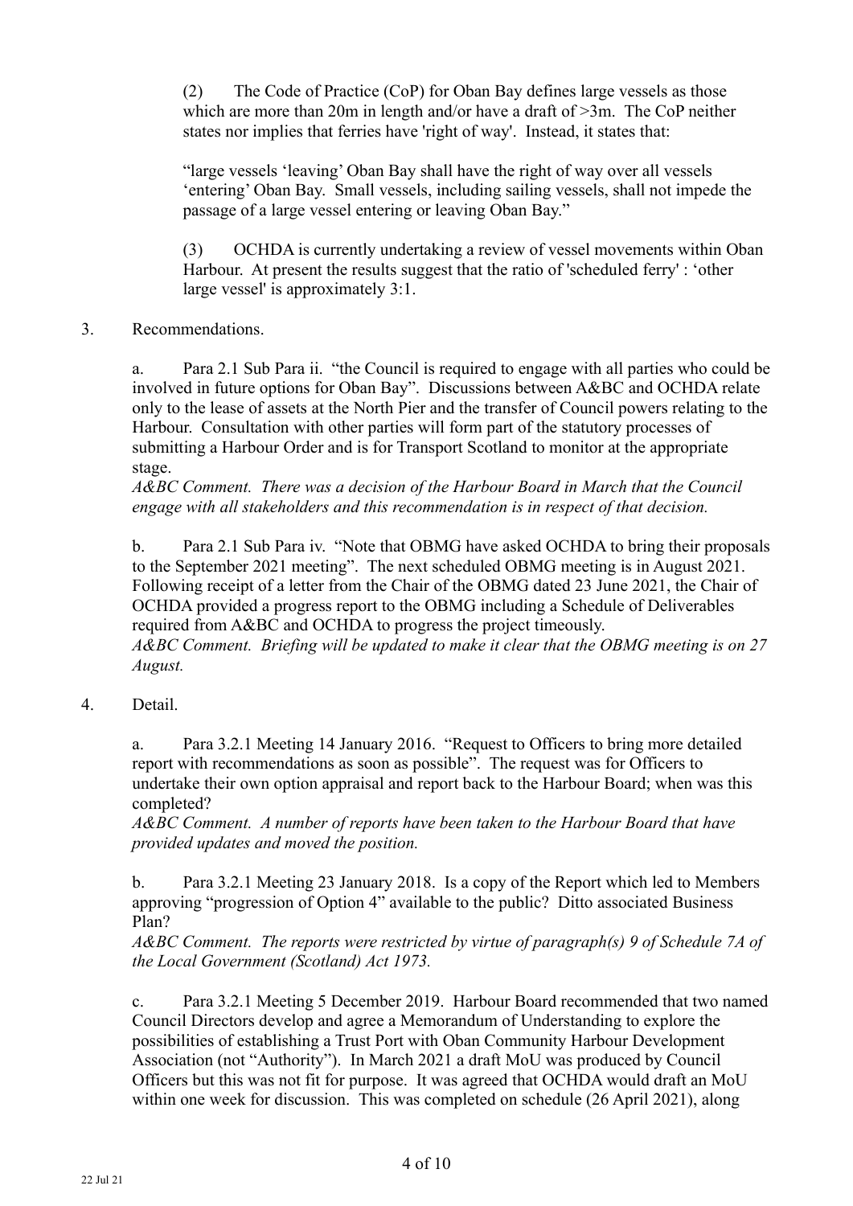(2) The Code of Practice (CoP) for Oban Bay defines large vessels as those which are more than 20m in length and/or have a draft of >3m. The CoP neither states nor implies that ferries have 'right of way'. Instead, it states that:

"large vessels 'leaving' Oban Bay shall have the right of way over all vessels 'entering' Oban Bay. Small vessels, including sailing vessels, shall not impede the passage of a large vessel entering or leaving Oban Bay."

(3) OCHDA is currently undertaking a review of vessel movements within Oban Harbour. At present the results suggest that the ratio of 'scheduled ferry' : 'other large vessel' is approximately 3:1.

3. Recommendations.

a. Para 2.1 Sub Para ii. "the Council is required to engage with all parties who could be involved in future options for Oban Bay". Discussions between A&BC and OCHDA relate only to the lease of assets at the North Pier and the transfer of Council powers relating to the Harbour. Consultation with other parties will form part of the statutory processes of submitting a Harbour Order and is for Transport Scotland to monitor at the appropriate stage.
*A&BC Comment. There was a decision of the Harbour Board in March that the Council engage with all stakeholders and this recommendation is in respect of that decision.*

b. Para 2.1 Sub Para iv. "Note that OBMG have asked OCHDA to bring their proposals to the September 2021 meeting". The next scheduled OBMG meeting is in August 2021. Following receipt of a letter from the Chair of the OBMG dated 23 June 2021, the Chair of OCHDA provided a progress report to the OBMG including a Schedule of Deliverables required from A&BC and OCHDA to progress the project timeously.
*A&BC Comment. Briefing will be updated to make it clear that the OBMG meeting is on 27 August.*

4. Detail.

a. Para 3.2.1 Meeting 14 January 2016. "Request to Officers to bring more detailed report with recommendations as soon as possible". The request was for Officers to undertake their own option appraisal and report back to the Harbour Board; when was this completed?
*A&BC Comment. A number of reports have been taken to the Harbour Board that have provided updates and moved the position.*

b. Para 3.2.1 Meeting 23 January 2018. Is a copy of the Report which led to Members approving "progression of Option 4" available to the public? Ditto associated Business Plan?
*A&BC Comment. The reports were restricted by virtue of paragraph(s) 9 of Schedule 7A of the Local Government (Scotland) Act 1973.*

c. Para 3.2.1 Meeting 5 December 2019. Harbour Board recommended that two named Council Directors develop and agree a Memorandum of Understanding to explore the possibilities of establishing a Trust Port with Oban Community Harbour Development Association (not "Authority"). In March 2021 a draft MoU was produced by Council Officers but this was not fit for purpose. It was agreed that OCHDA would draft an MoU within one week for discussion. This was completed on schedule (26 April 2021), along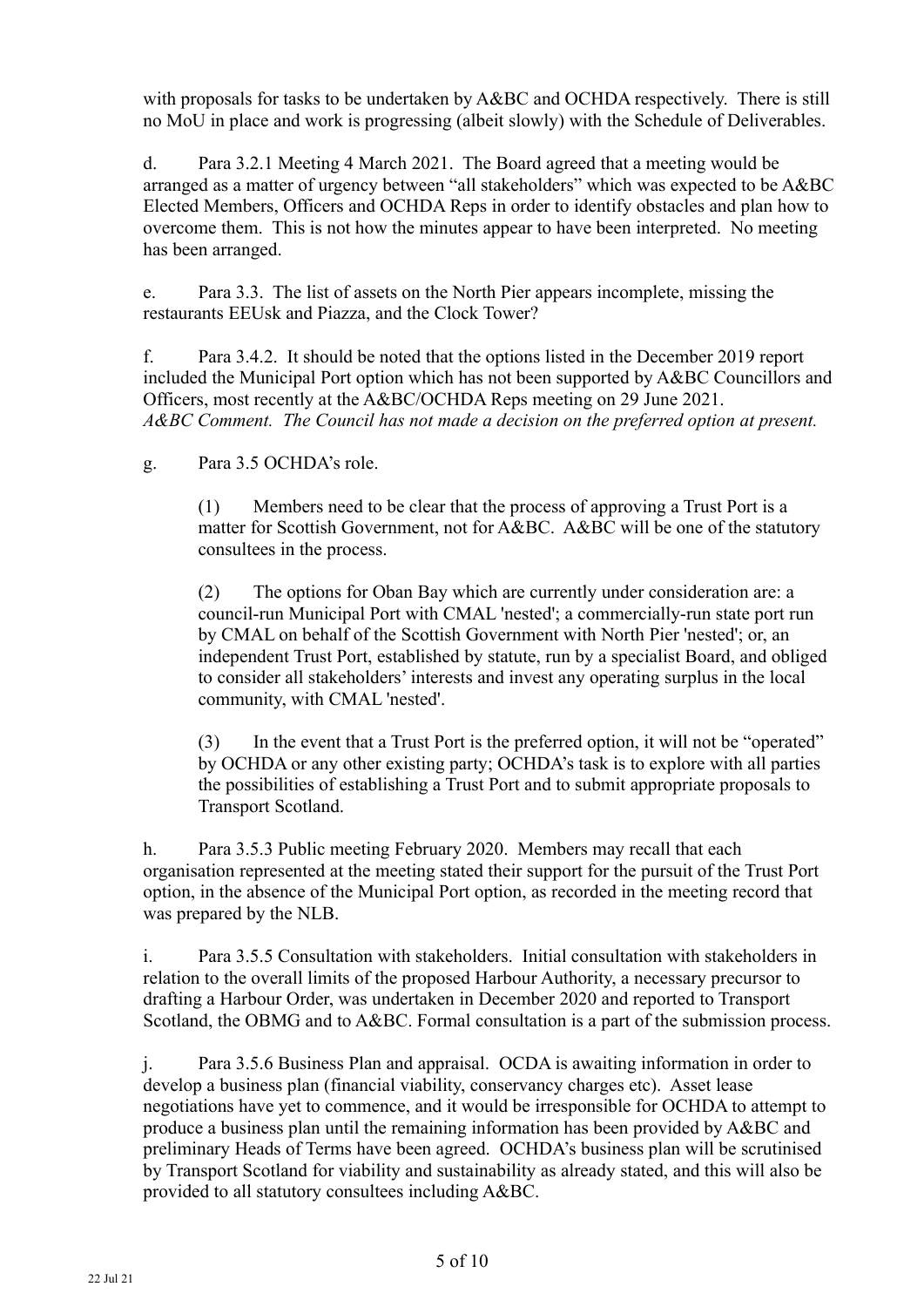with proposals for tasks to be undertaken by A&BC and OCHDA respectively. There is still no MoU in place and work is progressing (albeit slowly) with the Schedule of Deliverables.

d. Para 3.2.1 Meeting 4 March 2021. The Board agreed that a meeting would be arranged as a matter of urgency between "all stakeholders" which was expected to be A&BC Elected Members, Officers and OCHDA Reps in order to identify obstacles and plan how to overcome them. This is not how the minutes appear to have been interpreted. No meeting has been arranged.

e. Para 3.3. The list of assets on the North Pier appears incomplete, missing the restaurants EEUsk and Piazza, and the Clock Tower?

f. Para 3.4.2. It should be noted that the options listed in the December 2019 report included the Municipal Port option which has not been supported by A&BC Councillors and Officers, most recently at the A&BC/OCHDA Reps meeting on 29 June 2021.
*A&BC Comment. The Council has not made a decision on the preferred option at present.*

g. Para 3.5 OCHDA's role.

(1) Members need to be clear that the process of approving a Trust Port is a matter for Scottish Government, not for A&BC. A&BC will be one of the statutory consultees in the process.

(2) The options for Oban Bay which are currently under consideration are: a council-run Municipal Port with CMAL 'nested'; a commercially-run state port run by CMAL on behalf of the Scottish Government with North Pier 'nested'; or, an independent Trust Port, established by statute, run by a specialist Board, and obliged to consider all stakeholders' interests and invest any operating surplus in the local community, with CMAL 'nested'.

(3) In the event that a Trust Port is the preferred option, it will not be "operated" by OCHDA or any other existing party; OCHDA's task is to explore with all parties the possibilities of establishing a Trust Port and to submit appropriate proposals to Transport Scotland.

h. Para 3.5.3 Public meeting February 2020. Members may recall that each organisation represented at the meeting stated their support for the pursuit of the Trust Port option, in the absence of the Municipal Port option, as recorded in the meeting record that was prepared by the NLB.

i. Para 3.5.5 Consultation with stakeholders. Initial consultation with stakeholders in relation to the overall limits of the proposed Harbour Authority, a necessary precursor to drafting a Harbour Order, was undertaken in December 2020 and reported to Transport Scotland, the OBMG and to A&BC. Formal consultation is a part of the submission process.

j. Para 3.5.6 Business Plan and appraisal. OCDA is awaiting information in order to develop a business plan (financial viability, conservancy charges etc). Asset lease negotiations have yet to commence, and it would be irresponsible for OCHDA to attempt to produce a business plan until the remaining information has been provided by A&BC and preliminary Heads of Terms have been agreed. OCHDA's business plan will be scrutinised by Transport Scotland for viability and sustainability as already stated, and this will also be provided to all statutory consultees including A&BC.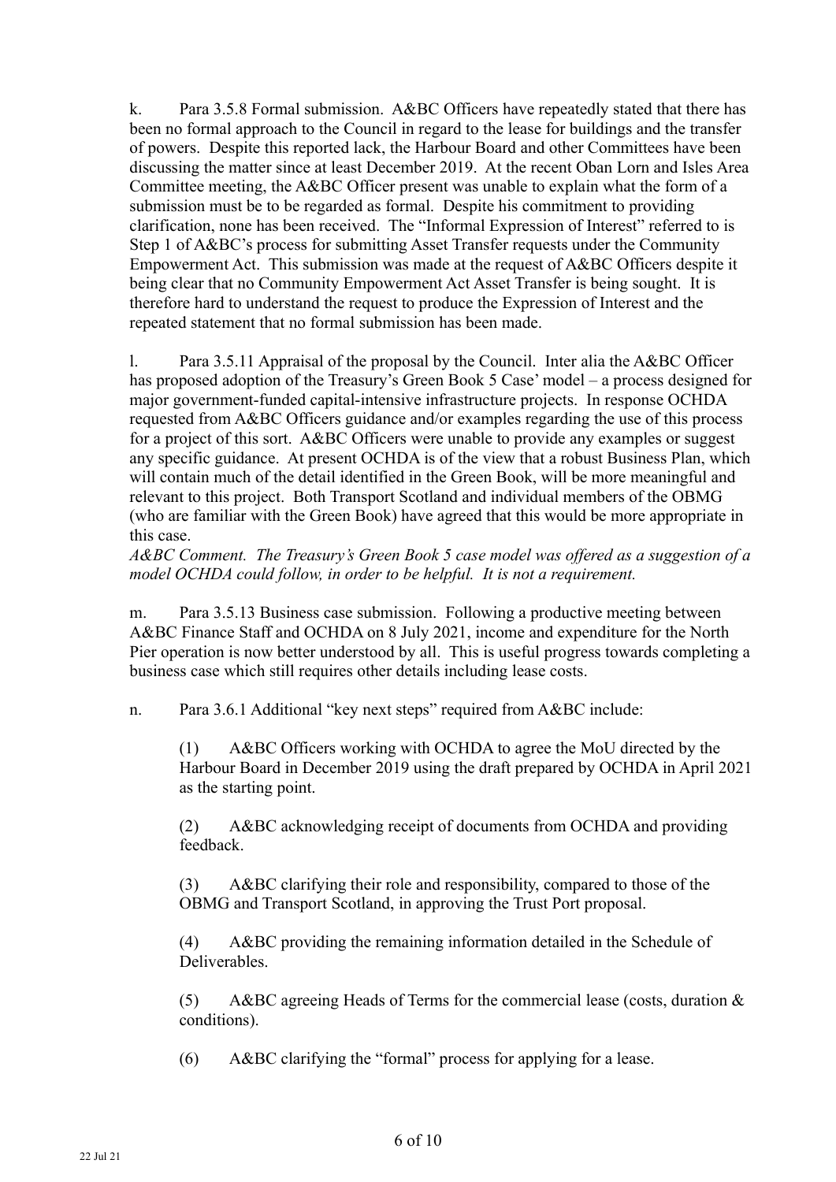k. Para 3.5.8 Formal submission. A&BC Officers have repeatedly stated that there has been no formal approach to the Council in regard to the lease for buildings and the transfer of powers. Despite this reported lack, the Harbour Board and other Committees have been discussing the matter since at least December 2019. At the recent Oban Lorn and Isles Area Committee meeting, the A&BC Officer present was unable to explain what the form of a submission must be to be regarded as formal. Despite his commitment to providing clarification, none has been received. The "Informal Expression of Interest" referred to is Step 1 of A&BC's process for submitting Asset Transfer requests under the Community Empowerment Act. This submission was made at the request of A&BC Officers despite it being clear that no Community Empowerment Act Asset Transfer is being sought. It is therefore hard to understand the request to produce the Expression of Interest and the repeated statement that no formal submission has been made.

l. Para 3.5.11 Appraisal of the proposal by the Council. Inter alia the A&BC Officer has proposed adoption of the Treasury's Green Book 5 Case' model – a process designed for major government-funded capital-intensive infrastructure projects. In response OCHDA requested from A&BC Officers guidance and/or examples regarding the use of this process for a project of this sort. A&BC Officers were unable to provide any examples or suggest any specific guidance. At present OCHDA is of the view that a robust Business Plan, which will contain much of the detail identified in the Green Book, will be more meaningful and relevant to this project. Both Transport Scotland and individual members of the OBMG (who are familiar with the Green Book) have agreed that this would be more appropriate in this case.

*A&BC Comment. The Treasury's Green Book 5 case model was offered as a suggestion of a model OCHDA could follow, in order to be helpful. It is not a requirement.*

m. Para 3.5.13 Business case submission. Following a productive meeting between A&BC Finance Staff and OCHDA on 8 July 2021, income and expenditure for the North Pier operation is now better understood by all. This is useful progress towards completing a business case which still requires other details including lease costs.

n. Para 3.6.1 Additional "key next steps" required from A&BC include:

(1) A&BC Officers working with OCHDA to agree the MoU directed by the Harbour Board in December 2019 using the draft prepared by OCHDA in April 2021 as the starting point.

(2) A&BC acknowledging receipt of documents from OCHDA and providing feedback.

(3) A&BC clarifying their role and responsibility, compared to those of the OBMG and Transport Scotland, in approving the Trust Port proposal.

(4) A&BC providing the remaining information detailed in the Schedule of Deliverables.

(5) A&BC agreeing Heads of Terms for the commercial lease (costs, duration & conditions).

(6) A&BC clarifying the "formal" process for applying for a lease.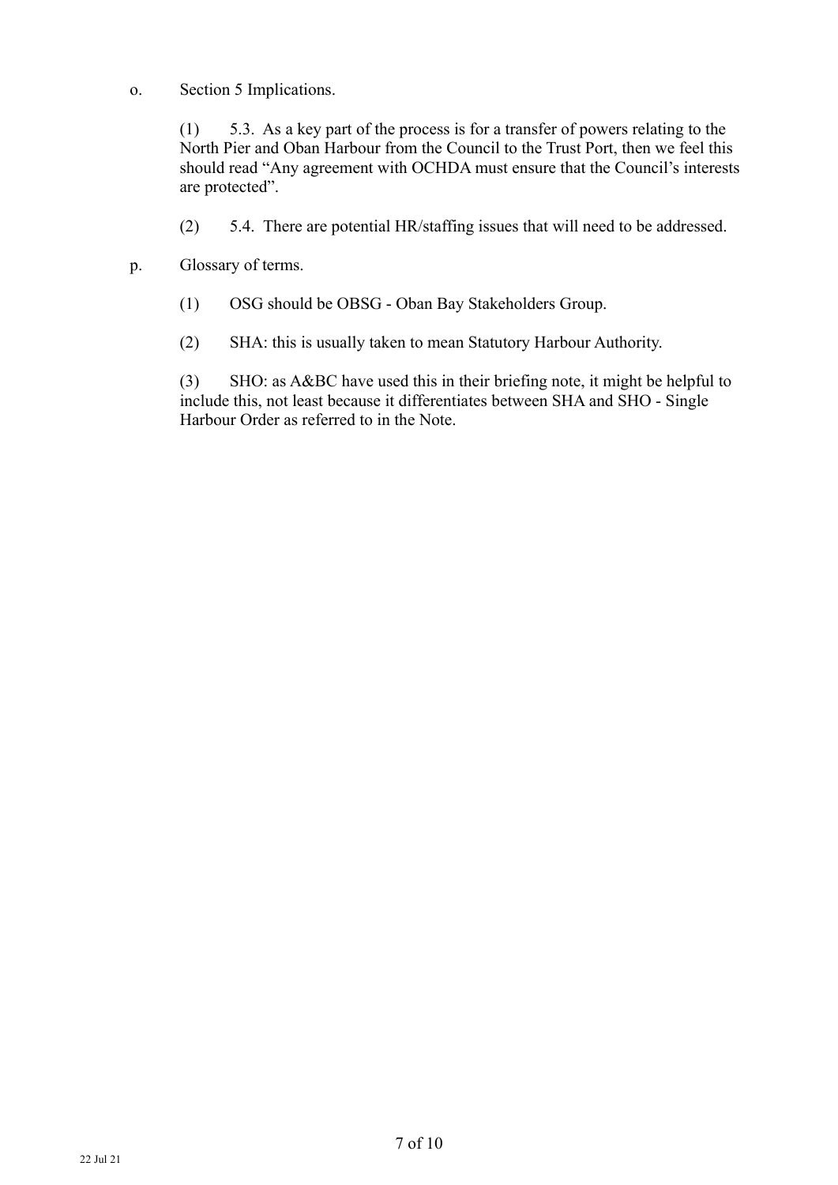o. Section 5 Implications.

(1) 5.3. As a key part of the process is for a transfer of powers relating to the North Pier and Oban Harbour from the Council to the Trust Port, then we feel this should read "Any agreement with OCHDA must ensure that the Council's interests are protected".

(2) 5.4. There are potential HR/staffing issues that will need to be addressed.

p. Glossary of terms.

(1) OSG should be OBSG - Oban Bay Stakeholders Group.

(2) SHA: this is usually taken to mean Statutory Harbour Authority.

(3) SHO: as A&BC have used this in their briefing note, it might be helpful to include this, not least because it differentiates between SHA and SHO - Single Harbour Order as referred to in the Note.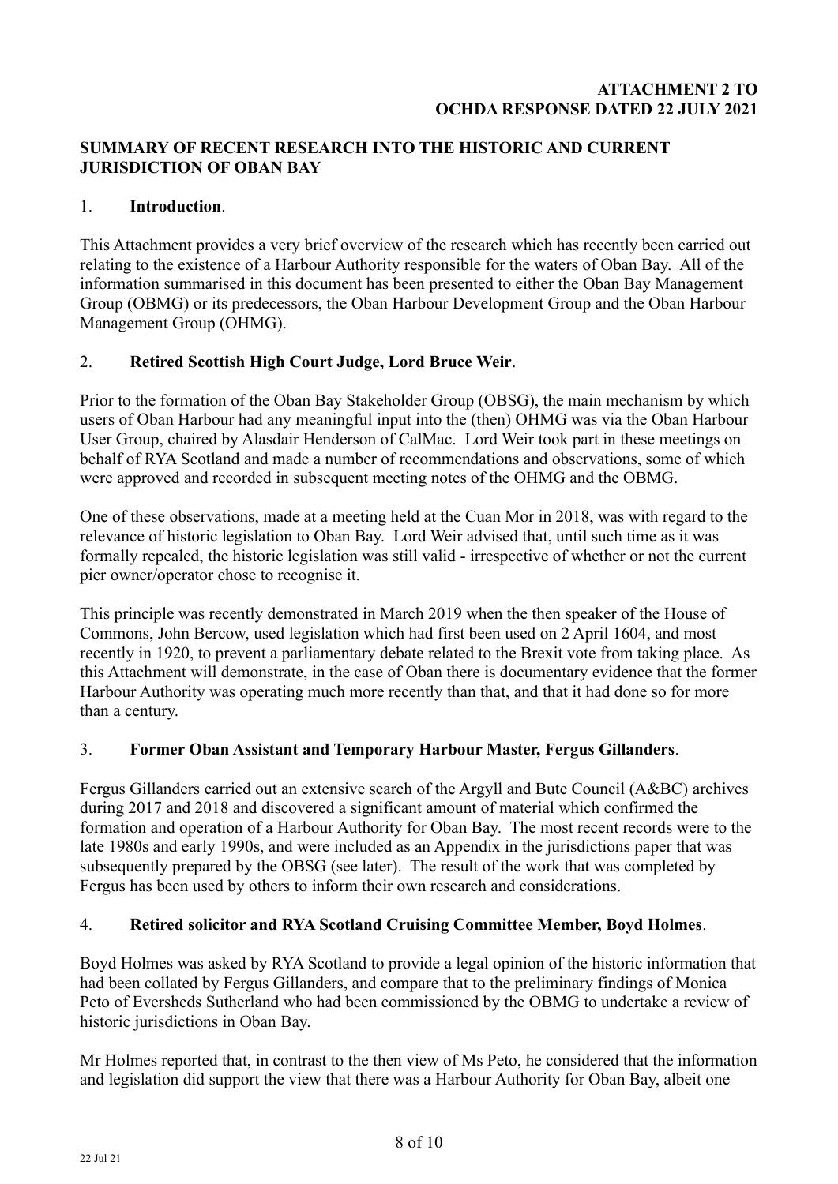**ATTACHMENT 2 TO OCHDA RESPONSE DATED 22 JULY 2021**

## SUMMARY OF RECENT RESEARCH INTO THE HISTORIC AND CURRENT JURISDICTION OF OBAN BAY

### 1. **Introduction**.

This Attachment provides a very brief overview of the research which has recently been carried out relating to the existence of a Harbour Authority responsible for the waters of Oban Bay. All of the information summarised in this document has been presented to either the Oban Bay Management Group (OBMG) or its predecessors, the Oban Harbour Development Group and the Oban Harbour Management Group (OHMG).

### 2. **Retired Scottish High Court Judge, Lord Bruce Weir**.

Prior to the formation of the Oban Bay Stakeholder Group (OBSG), the main mechanism by which users of Oban Harbour had any meaningful input into the (then) OHMG was via the Oban Harbour User Group, chaired by Alasdair Henderson of CalMac. Lord Weir took part in these meetings on behalf of RYA Scotland and made a number of recommendations and observations, some of which were approved and recorded in subsequent meeting notes of the OHMG and the OBMG.

One of these observations, made at a meeting held at the Cuan Mor in 2018, was with regard to the relevance of historic legislation to Oban Bay. Lord Weir advised that, until such time as it was formally repealed, the historic legislation was still valid - irrespective of whether or not the current pier owner/operator chose to recognise it.

This principle was recently demonstrated in March 2019 when the then speaker of the House of Commons, John Bercow, used legislation which had first been used on 2 April 1604, and most recently in 1920, to prevent a parliamentary debate related to the Brexit vote from taking place. As this Attachment will demonstrate, in the case of Oban there is documentary evidence that the former Harbour Authority was operating much more recently than that, and that it had done so for more than a century.

### 3. **Former Oban Assistant and Temporary Harbour Master, Fergus Gillanders**.

Fergus Gillanders carried out an extensive search of the Argyll and Bute Council (A&BC) archives during 2017 and 2018 and discovered a significant amount of material which confirmed the formation and operation of a Harbour Authority for Oban Bay. The most recent records were to the late 1980s and early 1990s, and were included as an Appendix in the jurisdictions paper that was subsequently prepared by the OBSG (see later). The result of the work that was completed by Fergus has been used by others to inform their own research and considerations.

### 4. **Retired solicitor and RYA Scotland Cruising Committee Member, Boyd Holmes**.

Boyd Holmes was asked by RYA Scotland to provide a legal opinion of the historic information that had been collated by Fergus Gillanders, and compare that to the preliminary findings of Monica Peto of Eversheds Sutherland who had been commissioned by the OBMG to undertake a review of historic jurisdictions in Oban Bay.

Mr Holmes reported that, in contrast to the then view of Ms Peto, he considered that the information and legislation did support the view that there was a Harbour Authority for Oban Bay, albeit one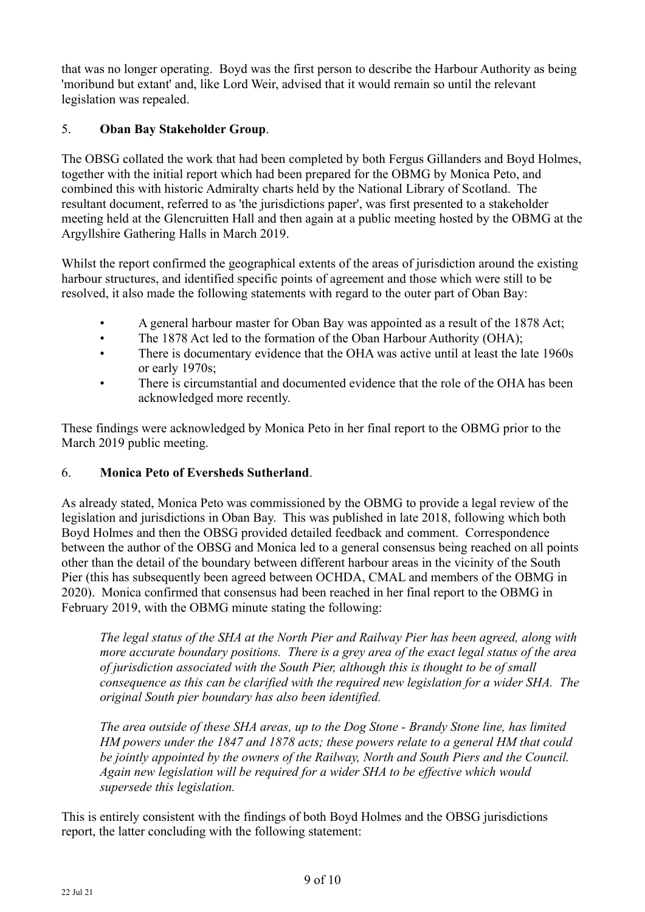that was no longer operating. Boyd was the first person to describe the Harbour Authority as being 'moribund but extant' and, like Lord Weir, advised that it would remain so until the relevant legislation was repealed.

5. **Oban Bay Stakeholder Group**.

The OBSG collated the work that had been completed by both Fergus Gillanders and Boyd Holmes, together with the initial report which had been prepared for the OBMG by Monica Peto, and combined this with historic Admiralty charts held by the National Library of Scotland. The resultant document, referred to as 'the jurisdictions paper', was first presented to a stakeholder meeting held at the Glencruitten Hall and then again at a public meeting hosted by the OBMG at the Argyllshire Gathering Halls in March 2019.

Whilst the report confirmed the geographical extents of the areas of jurisdiction around the existing harbour structures, and identified specific points of agreement and those which were still to be resolved, it also made the following statements with regard to the outer part of Oban Bay:

- A general harbour master for Oban Bay was appointed as a result of the 1878 Act;
- The 1878 Act led to the formation of the Oban Harbour Authority (OHA);
- There is documentary evidence that the OHA was active until at least the late 1960s or early 1970s;
- There is circumstantial and documented evidence that the role of the OHA has been acknowledged more recently.

These findings were acknowledged by Monica Peto in her final report to the OBMG prior to the March 2019 public meeting.

6. **Monica Peto of Eversheds Sutherland**.

As already stated, Monica Peto was commissioned by the OBMG to provide a legal review of the legislation and jurisdictions in Oban Bay. This was published in late 2018, following which both Boyd Holmes and then the OBSG provided detailed feedback and comment. Correspondence between the author of the OBSG and Monica led to a general consensus being reached on all points other than the detail of the boundary between different harbour areas in the vicinity of the South Pier (this has subsequently been agreed between OCHDA, CMAL and members of the OBMG in 2020). Monica confirmed that consensus had been reached in her final report to the OBMG in February 2019, with the OBMG minute stating the following:

> *The legal status of the SHA at the North Pier and Railway Pier has been agreed, along with more accurate boundary positions. There is a grey area of the exact legal status of the area of jurisdiction associated with the South Pier, although this is thought to be of small consequence as this can be clarified with the required new legislation for a wider SHA. The original South pier boundary has also been identified.*
>
> *The area outside of these SHA areas, up to the Dog Stone - Brandy Stone line, has limited HM powers under the 1847 and 1878 acts; these powers relate to a general HM that could be jointly appointed by the owners of the Railway, North and South Piers and the Council. Again new legislation will be required for a wider SHA to be effective which would supersede this legislation.*

This is entirely consistent with the findings of both Boyd Holmes and the OBSG jurisdictions report, the latter concluding with the following statement: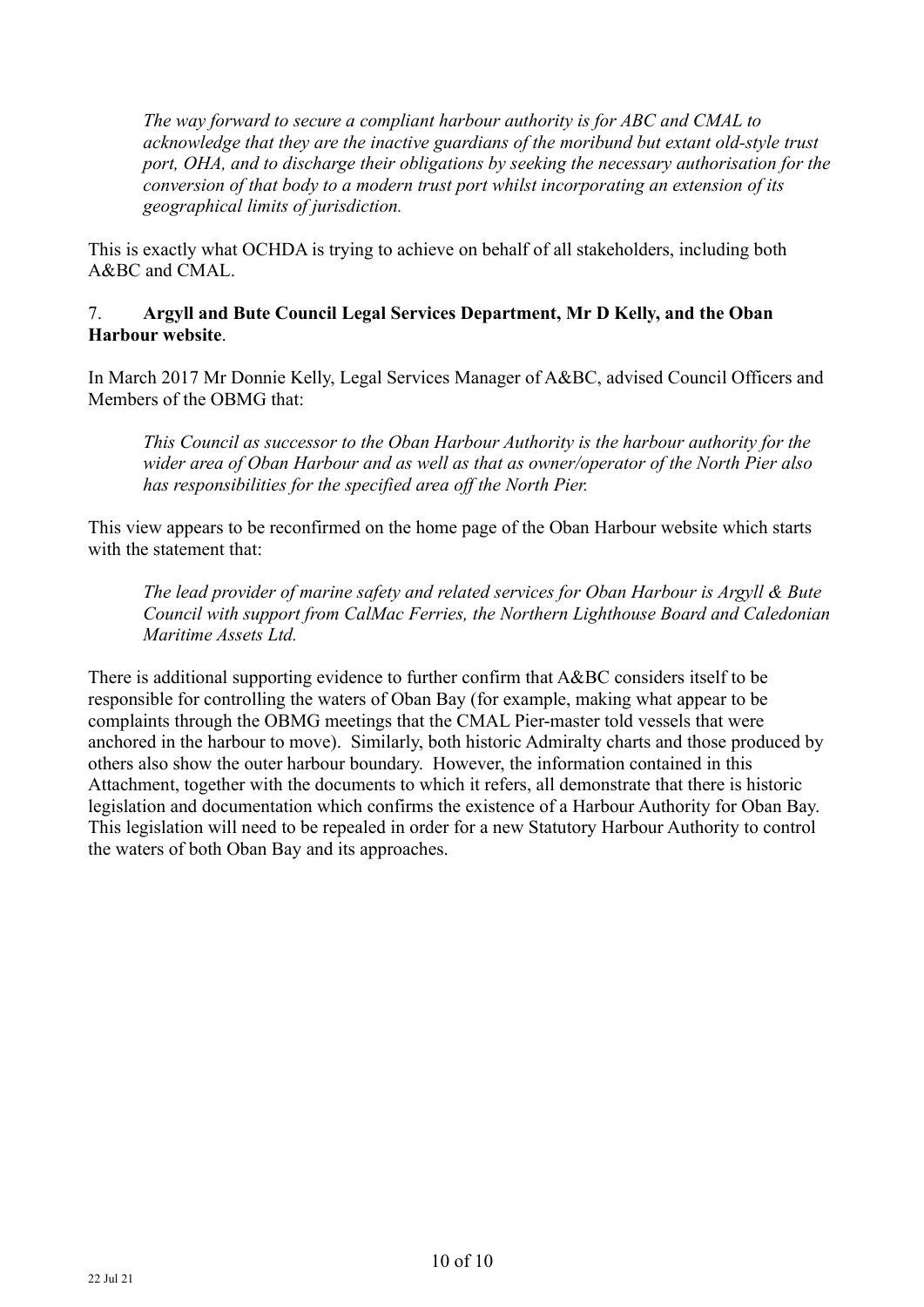*The way forward to secure a compliant harbour authority is for ABC and CMAL to acknowledge that they are the inactive guardians of the moribund but extant old-style trust port, OHA, and to discharge their obligations by seeking the necessary authorisation for the conversion of that body to a modern trust port whilst incorporating an extension of its geographical limits of jurisdiction.*

This is exactly what OCHDA is trying to achieve on behalf of all stakeholders, including both A&BC and CMAL.

7. **Argyll and Bute Council Legal Services Department, Mr D Kelly, and the Oban Harbour website**.

In March 2017 Mr Donnie Kelly, Legal Services Manager of A&BC, advised Council Officers and Members of the OBMG that:

> *This Council as successor to the Oban Harbour Authority is the harbour authority for the wider area of Oban Harbour and as well as that as owner/operator of the North Pier also has responsibilities for the specified area off the North Pier.*

This view appears to be reconfirmed on the home page of the Oban Harbour website which starts with the statement that:

> *The lead provider of marine safety and related services for Oban Harbour is Argyll & Bute Council with support from CalMac Ferries, the Northern Lighthouse Board and Caledonian Maritime Assets Ltd.*

There is additional supporting evidence to further confirm that A&BC considers itself to be responsible for controlling the waters of Oban Bay (for example, making what appear to be complaints through the OBMG meetings that the CMAL Pier-master told vessels that were anchored in the harbour to move). Similarly, both historic Admiralty charts and those produced by others also show the outer harbour boundary. However, the information contained in this Attachment, together with the documents to which it refers, all demonstrate that there is historic legislation and documentation which confirms the existence of a Harbour Authority for Oban Bay. This legislation will need to be repealed in order for a new Statutory Harbour Authority to control the waters of both Oban Bay and its approaches.